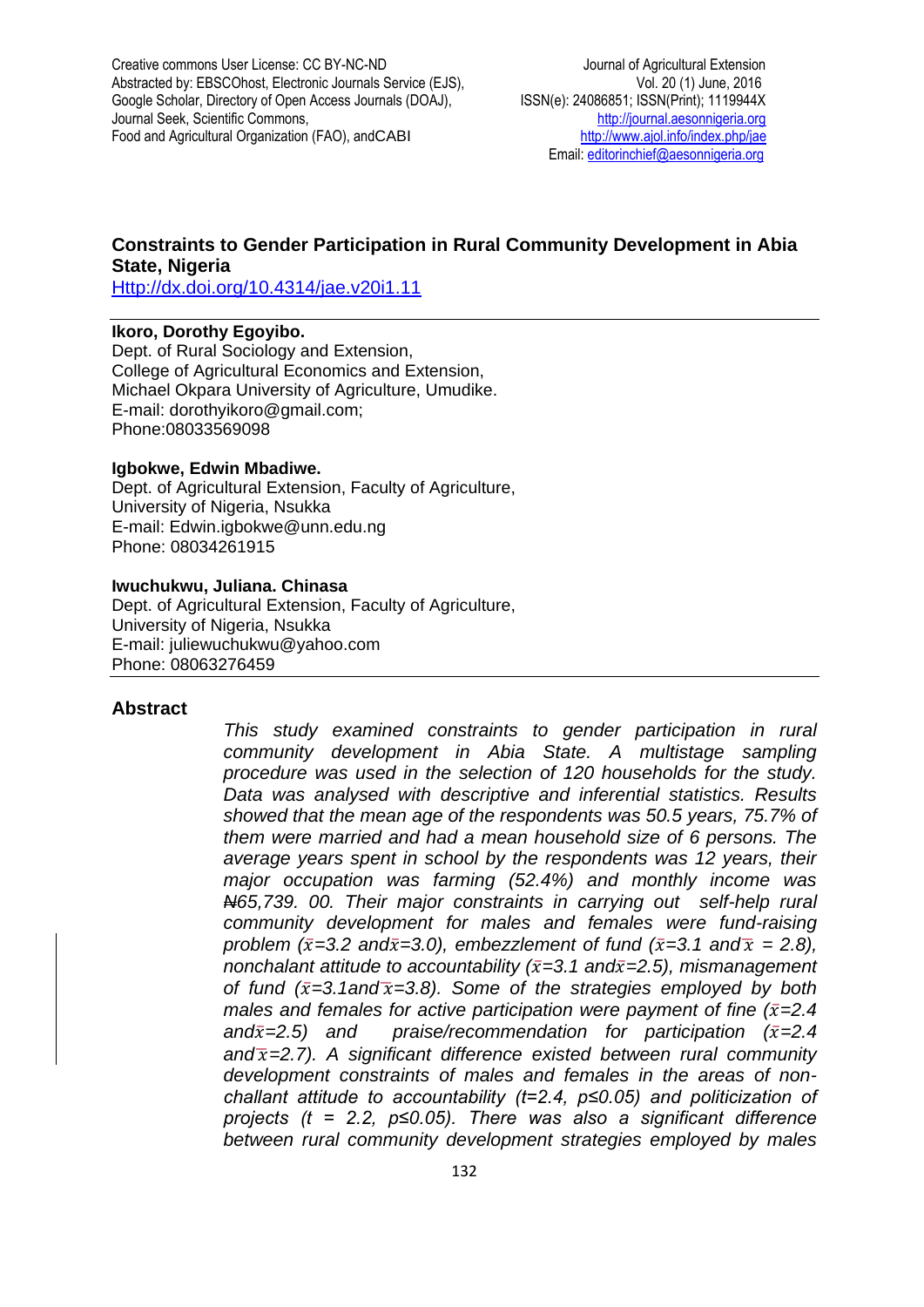Creative commons User License: CC BY-NC-ND
Abstracted by: EBSCOhost, Electronic Journals Service (EJS), Google Scholar, Directory of Open Access Journals (DOAJ), Journal Seek, Scientific Commons, Food and Agricultural Organization (FAO), andCABI

Journal of Agricultural Extension
Vol. 20 (1) June, 2016
ISSN(e): 24086851; ISSN(Print); 1119944X
http://journal.aesonnigeria.org
http://www.ajol.info/index.php/jae
Email: editorinchief@aesonnigeria.org

## Constraints to Gender Participation in Rural Community Development in Abia State, Nigeria

Http://dx.doi.org/10.4314/jae.v20i1.11

**Ikoro, Dorothy Egoyibo.**
Dept. of Rural Sociology and Extension,
College of Agricultural Economics and Extension,
Michael Okpara University of Agriculture, Umudike.
E-mail: dorothyikoro@gmail.com;
Phone:08033569098

**Igbokwe, Edwin Mbadiwe.**
Dept. of Agricultural Extension, Faculty of Agriculture,
University of Nigeria, Nsukka
E-mail: Edwin.igbokwe@unn.edu.ng
Phone: 08034261915

**Iwuchukwu, Juliana. Chinasa**
Dept. of Agricultural Extension, Faculty of Agriculture,
University of Nigeria, Nsukka
E-mail: juliewuchukwu@yahoo.com
Phone: 08063276459

## Abstract

*This study examined constraints to gender participation in rural community development in Abia State. A multistage sampling procedure was used in the selection of 120 households for the study. Data was analysed with descriptive and inferential statistics. Results showed that the mean age of the respondents was 50.5 years, 75.7% of them were married and had a mean household size of 6 persons. The average years spent in school by the respondents was 12 years, their major occupation was farming (52.4%) and monthly income was ₦65,739. 00. Their major constraints in carrying out self-help rural community development for males and females were fund-raising problem ($\bar{x}$=3.2 and$\bar{x}$=3.0), embezzlement of fund ($\bar{x}$=3.1 and $\bar{x}$ = 2.8), nonchalant attitude to accountability ($\bar{x}$=3.1 and$\bar{x}$=2.5), mismanagement of fund ($\bar{x}$=3.1and $\bar{x}$=3.8). Some of the strategies employed by both males and females for active participation were payment of fine ($\bar{x}$=2.4 and$\bar{x}$=2.5) and praise/recommendation for participation ($\bar{x}$=2.4 and $\bar{x}$=2.7). A significant difference existed between rural community development constraints of males and females in the areas of non-challant attitude to accountability (t=2.4, p≤0.05) and politicization of projects (t = 2.2, p≤0.05). There was also a significant difference between rural community development strategies employed by males*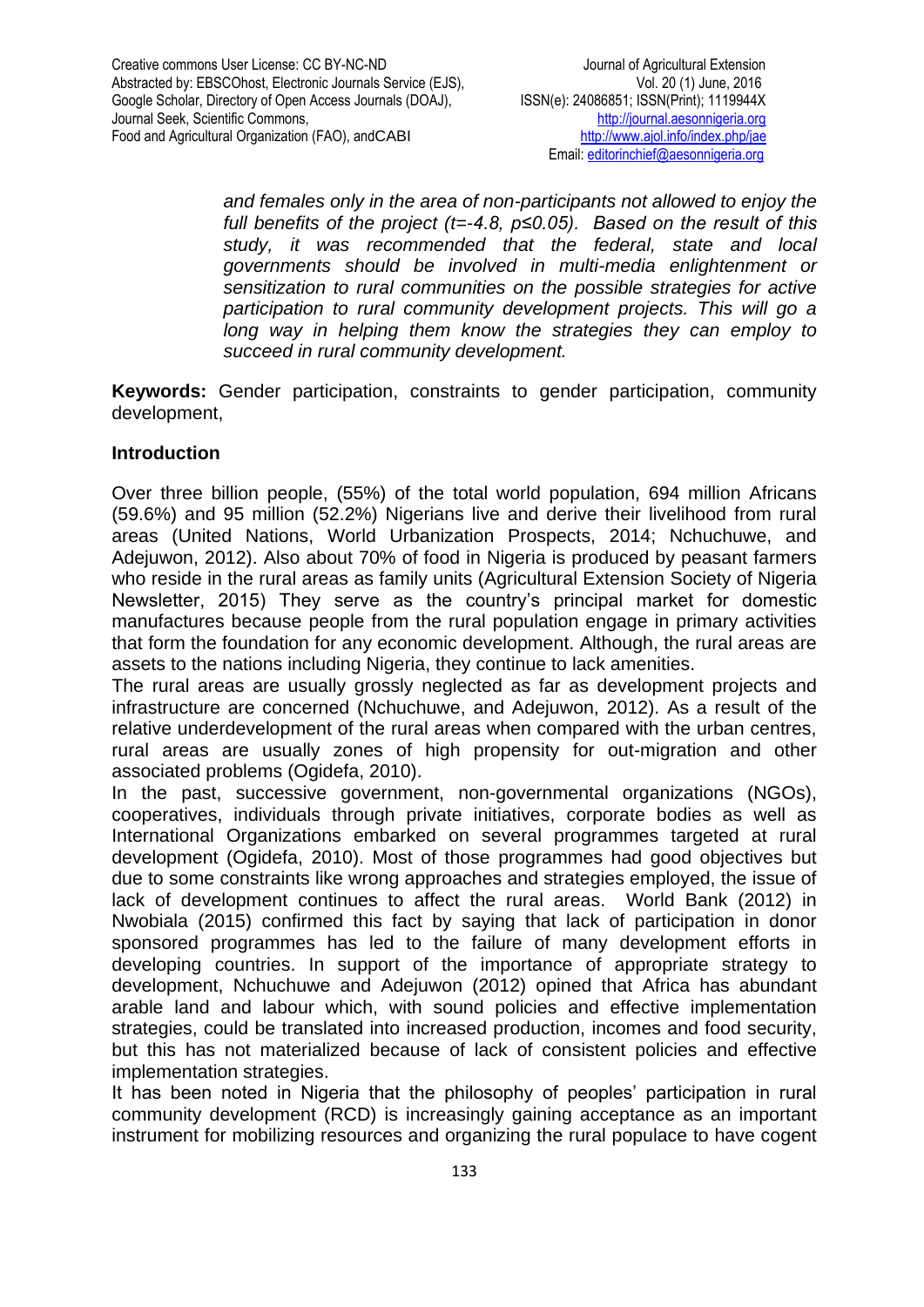*and females only in the area of non-participants not allowed to enjoy the full benefits of the project (t=-4.8, p≤0.05). Based on the result of this study, it was recommended that the federal, state and local governments should be involved in multi-media enlightenment or sensitization to rural communities on the possible strategies for active participation to rural community development projects. This will go a long way in helping them know the strategies they can employ to succeed in rural community development.*

**Keywords:** Gender participation, constraints to gender participation, community development,

## Introduction

Over three billion people, (55%) of the total world population, 694 million Africans (59.6%) and 95 million (52.2%) Nigerians live and derive their livelihood from rural areas (United Nations, World Urbanization Prospects, 2014; Nchuchuwe, and Adejuwon, 2012). Also about 70% of food in Nigeria is produced by peasant farmers who reside in the rural areas as family units (Agricultural Extension Society of Nigeria Newsletter, 2015) They serve as the country's principal market for domestic manufactures because people from the rural population engage in primary activities that form the foundation for any economic development. Although, the rural areas are assets to the nations including Nigeria, they continue to lack amenities.

The rural areas are usually grossly neglected as far as development projects and infrastructure are concerned (Nchuchuwe, and Adejuwon, 2012). As a result of the relative underdevelopment of the rural areas when compared with the urban centres, rural areas are usually zones of high propensity for out-migration and other associated problems (Ogidefa, 2010).

In the past, successive government, non-governmental organizations (NGOs), cooperatives, individuals through private initiatives, corporate bodies as well as International Organizations embarked on several programmes targeted at rural development (Ogidefa, 2010). Most of those programmes had good objectives but due to some constraints like wrong approaches and strategies employed, the issue of lack of development continues to affect the rural areas. World Bank (2012) in Nwobiala (2015) confirmed this fact by saying that lack of participation in donor sponsored programmes has led to the failure of many development efforts in developing countries. In support of the importance of appropriate strategy to development, Nchuchuwe and Adejuwon (2012) opined that Africa has abundant arable land and labour which, with sound policies and effective implementation strategies, could be translated into increased production, incomes and food security, but this has not materialized because of lack of consistent policies and effective implementation strategies.

It has been noted in Nigeria that the philosophy of peoples' participation in rural community development (RCD) is increasingly gaining acceptance as an important instrument for mobilizing resources and organizing the rural populace to have cogent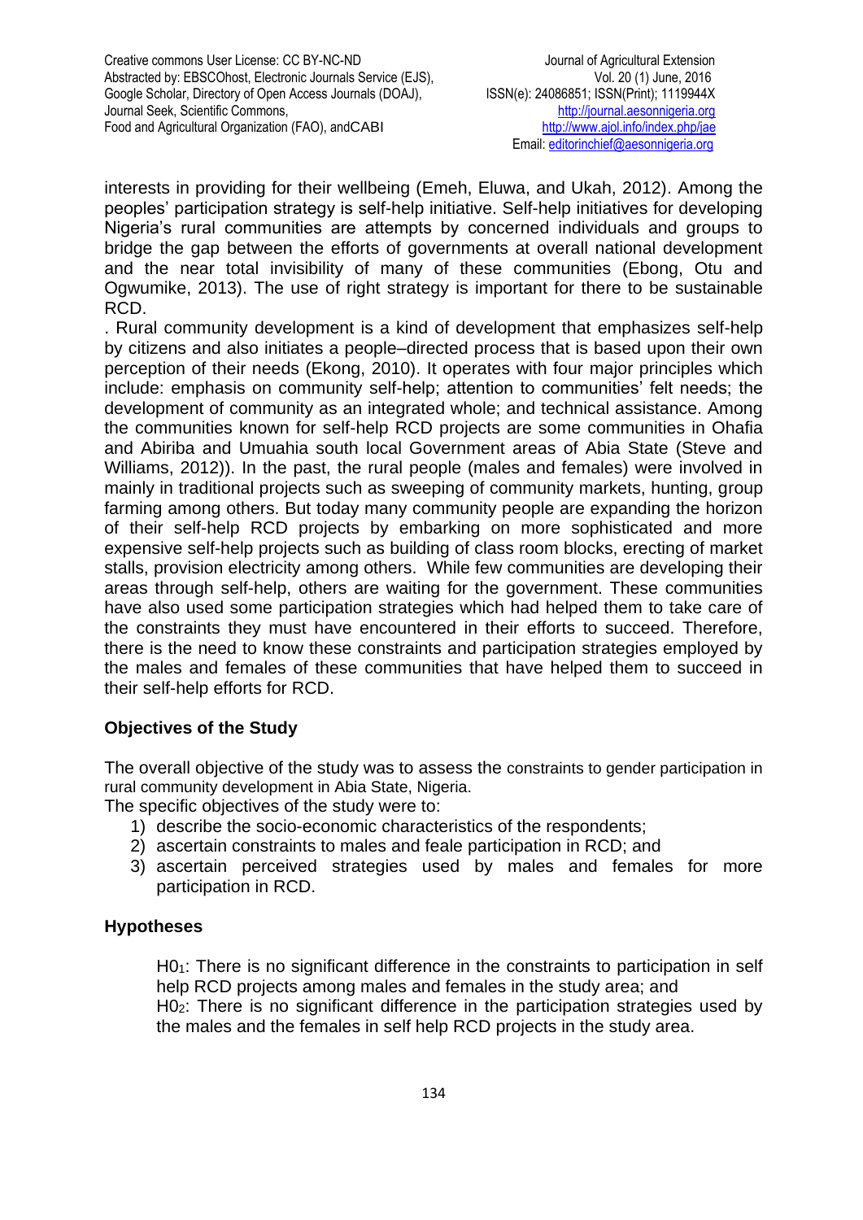interests in providing for their wellbeing (Emeh, Eluwa, and Ukah, 2012). Among the peoples' participation strategy is self-help initiative. Self-help initiatives for developing Nigeria's rural communities are attempts by concerned individuals and groups to bridge the gap between the efforts of governments at overall national development and the near total invisibility of many of these communities (Ebong, Otu and Ogwumike, 2013). The use of right strategy is important for there to be sustainable RCD.

. Rural community development is a kind of development that emphasizes self-help by citizens and also initiates a people–directed process that is based upon their own perception of their needs (Ekong, 2010). It operates with four major principles which include: emphasis on community self-help; attention to communities' felt needs; the development of community as an integrated whole; and technical assistance. Among the communities known for self-help RCD projects are some communities in Ohafia and Abiriba and Umuahia south local Government areas of Abia State (Steve and Williams, 2012)). In the past, the rural people (males and females) were involved in mainly in traditional projects such as sweeping of community markets, hunting, group farming among others. But today many community people are expanding the horizon of their self-help RCD projects by embarking on more sophisticated and more expensive self-help projects such as building of class room blocks, erecting of market stalls, provision electricity among others. While few communities are developing their areas through self-help, others are waiting for the government. These communities have also used some participation strategies which had helped them to take care of the constraints they must have encountered in their efforts to succeed. Therefore, there is the need to know these constraints and participation strategies employed by the males and females of these communities that have helped them to succeed in their self-help efforts for RCD.

## Objectives of the Study

The overall objective of the study was to assess the constraints to gender participation in rural community development in Abia State, Nigeria.

The specific objectives of the study were to:

1) describe the socio-economic characteristics of the respondents;
2) ascertain constraints to males and feale participation in RCD; and
3) ascertain perceived strategies used by males and females for more participation in RCD.

## Hypotheses

$H0_1$: There is no significant difference in the constraints to participation in self help RCD projects among males and females in the study area; and

$H0_2$: There is no significant difference in the participation strategies used by the males and the females in self help RCD projects in the study area.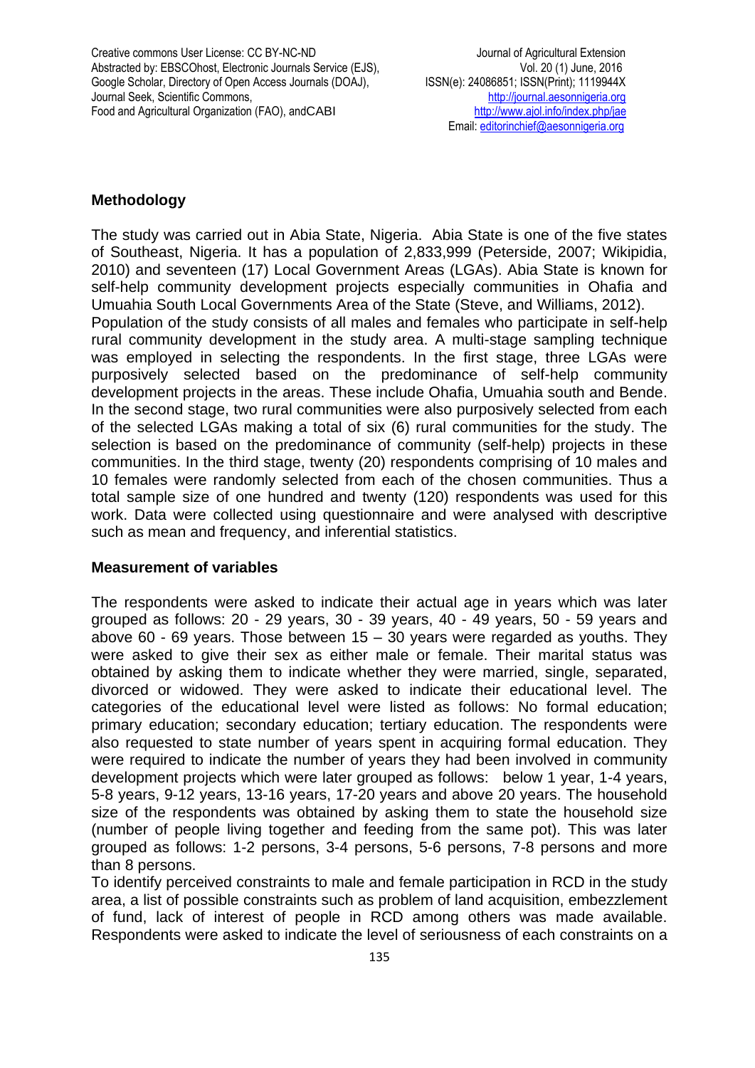## Methodology

The study was carried out in Abia State, Nigeria. Abia State is one of the five states of Southeast, Nigeria. It has a population of 2,833,999 (Peterside, 2007; Wikipidia, 2010) and seventeen (17) Local Government Areas (LGAs). Abia State is known for self-help community development projects especially communities in Ohafia and Umuahia South Local Governments Area of the State (Steve, and Williams, 2012).

Population of the study consists of all males and females who participate in self-help rural community development in the study area. A multi-stage sampling technique was employed in selecting the respondents. In the first stage, three LGAs were purposively selected based on the predominance of self-help community development projects in the areas. These include Ohafia, Umuahia south and Bende. In the second stage, two rural communities were also purposively selected from each of the selected LGAs making a total of six (6) rural communities for the study. The selection is based on the predominance of community (self-help) projects in these communities. In the third stage, twenty (20) respondents comprising of 10 males and 10 females were randomly selected from each of the chosen communities. Thus a total sample size of one hundred and twenty (120) respondents was used for this work. Data were collected using questionnaire and were analysed with descriptive such as mean and frequency, and inferential statistics.

### Measurement of variables

The respondents were asked to indicate their actual age in years which was later grouped as follows: 20 - 29 years, 30 - 39 years, 40 - 49 years, 50 - 59 years and above 60 - 69 years. Those between 15 – 30 years were regarded as youths. They were asked to give their sex as either male or female. Their marital status was obtained by asking them to indicate whether they were married, single, separated, divorced or widowed. They were asked to indicate their educational level. The categories of the educational level were listed as follows: No formal education; primary education; secondary education; tertiary education. The respondents were also requested to state number of years spent in acquiring formal education. They were required to indicate the number of years they had been involved in community development projects which were later grouped as follows: below 1 year, 1-4 years, 5-8 years, 9-12 years, 13-16 years, 17-20 years and above 20 years. The household size of the respondents was obtained by asking them to state the household size (number of people living together and feeding from the same pot). This was later grouped as follows: 1-2 persons, 3-4 persons, 5-6 persons, 7-8 persons and more than 8 persons.

To identify perceived constraints to male and female participation in RCD in the study area, a list of possible constraints such as problem of land acquisition, embezzlement of fund, lack of interest of people in RCD among others was made available. Respondents were asked to indicate the level of seriousness of each constraints on a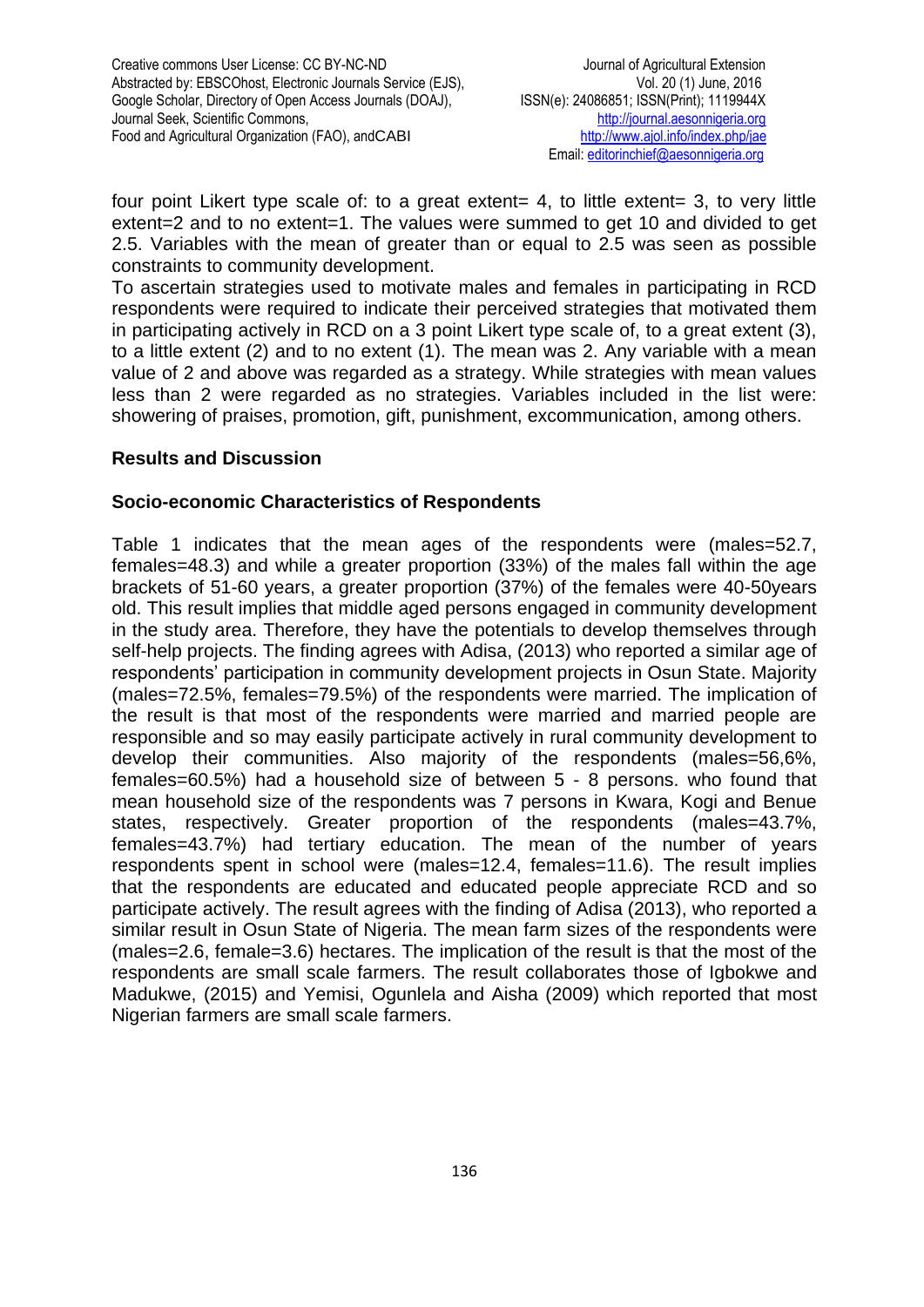four point Likert type scale of: to a great extent= 4, to little extent= 3, to very little extent=2 and to no extent=1. The values were summed to get 10 and divided to get 2.5. Variables with the mean of greater than or equal to 2.5 was seen as possible constraints to community development.

To ascertain strategies used to motivate males and females in participating in RCD respondents were required to indicate their perceived strategies that motivated them in participating actively in RCD on a 3 point Likert type scale of, to a great extent (3), to a little extent (2) and to no extent (1). The mean was 2. Any variable with a mean value of 2 and above was regarded as a strategy. While strategies with mean values less than 2 were regarded as no strategies. Variables included in the list were: showering of praises, promotion, gift, punishment, excommunication, among others.

## Results and Discussion

### Socio-economic Characteristics of Respondents

Table 1 indicates that the mean ages of the respondents were (males=52.7, females=48.3) and while a greater proportion (33%) of the males fall within the age brackets of 51-60 years, a greater proportion (37%) of the females were 40-50years old. This result implies that middle aged persons engaged in community development in the study area. Therefore, they have the potentials to develop themselves through self-help projects. The finding agrees with Adisa, (2013) who reported a similar age of respondents' participation in community development projects in Osun State. Majority (males=72.5%, females=79.5%) of the respondents were married. The implication of the result is that most of the respondents were married and married people are responsible and so may easily participate actively in rural community development to develop their communities. Also majority of the respondents (males=56,6%, females=60.5%) had a household size of between 5 - 8 persons. who found that mean household size of the respondents was 7 persons in Kwara, Kogi and Benue states, respectively. Greater proportion of the respondents (males=43.7%, females=43.7%) had tertiary education. The mean of the number of years respondents spent in school were (males=12.4, females=11.6). The result implies that the respondents are educated and educated people appreciate RCD and so participate actively. The result agrees with the finding of Adisa (2013), who reported a similar result in Osun State of Nigeria. The mean farm sizes of the respondents were (males=2.6, female=3.6) hectares. The implication of the result is that the most of the respondents are small scale farmers. The result collaborates those of Igbokwe and Madukwe, (2015) and Yemisi, Ogunlela and Aisha (2009) which reported that most Nigerian farmers are small scale farmers.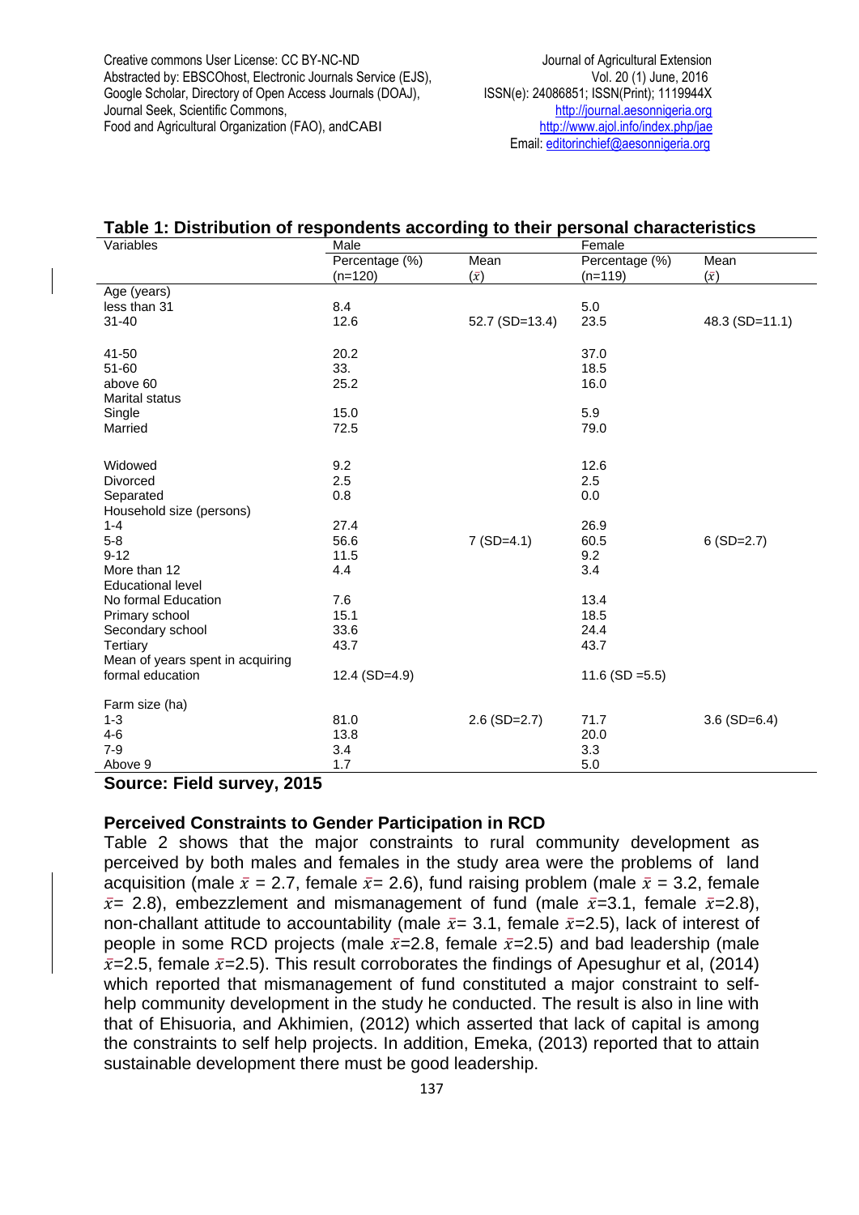**Table 1: Distribution of respondents according to their personal characteristics**

| Variables | Male | | Female | |
|---|---|---|---|---|
| | Percentage (%) (n=120) | Mean ($\bar{x}$) | Percentage (%) (n=119) | Mean ($\bar{x}$) |
| Age (years) | | | | |
| less than 31 | 8.4 | | 5.0 | |
| 31-40 | 12.6 | 52.7 (SD=13.4) | 23.5 | 48.3 (SD=11.1) |
| 41-50 | 20.2 | | 37.0 | |
| 51-60 | 33. | | 18.5 | |
| above 60 | 25.2 | | 16.0 | |
| Marital status | | | | |
| Single | 15.0 | | 5.9 | |
| Married | 72.5 | | 79.0 | |
| Widowed | 9.2 | | 12.6 | |
| Divorced | 2.5 | | 2.5 | |
| Separated | 0.8 | | 0.0 | |
| Household size (persons) | | | | |
| 1-4 | 27.4 | | 26.9 | |
| 5-8 | 56.6 | 7 (SD=4.1) | 60.5 | 6 (SD=2.7) |
| 9-12 | 11.5 | | 9.2 | |
| More than 12 | 4.4 | | 3.4 | |
| Educational level | | | | |
| No formal Education | 7.6 | | 13.4 | |
| Primary school | 15.1 | | 18.5 | |
| Secondary school | 33.6 | | 24.4 | |
| Tertiary | 43.7 | | 43.7 | |
| Mean of years spent in acquiring formal education | 12.4 (SD=4.9) | | 11.6 (SD =5.5) | |
| Farm size (ha) | | | | |
| 1-3 | 81.0 | 2.6 (SD=2.7) | 71.7 | 3.6 (SD=6.4) |
| 4-6 | 13.8 | | 20.0 | |
| 7-9 | 3.4 | | 3.3 | |
| Above 9 | 1.7 | | 5.0 | |

**Source: Field survey, 2015**

### Perceived Constraints to Gender Participation in RCD

Table 2 shows that the major constraints to rural community development as perceived by both males and females in the study area were the problems of land acquisition (male $\bar{x}$ = 2.7, female $\bar{x}$= 2.6), fund raising problem (male $\bar{x}$ = 3.2, female $\bar{x}$= 2.8), embezzlement and mismanagement of fund (male $\bar{x}$=3.1, female $\bar{x}$=2.8), non-challant attitude to accountability (male $\bar{x}$= 3.1, female $\bar{x}$=2.5), lack of interest of people in some RCD projects (male $\bar{x}$=2.8, female $\bar{x}$=2.5) and bad leadership (male $\bar{x}$=2.5, female $\bar{x}$=2.5). This result corroborates the findings of Apesughur et al, (2014) which reported that mismanagement of fund constituted a major constraint to self-help community development in the study he conducted. The result is also in line with that of Ehisuoria, and Akhimien, (2012) which asserted that lack of capital is among the constraints to self help projects. In addition, Emeka, (2013) reported that to attain sustainable development there must be good leadership.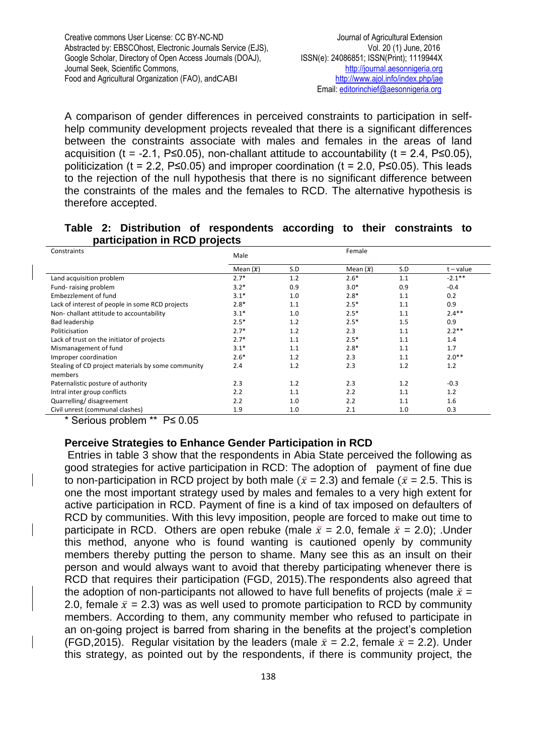A comparison of gender differences in perceived constraints to participation in self-help community development projects revealed that there is a significant differences between the constraints associate with males and females in the areas of land acquisition (t = -2.1, P≤0.05), non-challant attitude to accountability (t = 2.4, P≤0.05), politicization (t = 2.2, P≤0.05) and improper coordination (t = 2.0, P≤0.05). This leads to the rejection of the null hypothesis that there is no significant difference between the constraints of the males and the females to RCD. The alternative hypothesis is therefore accepted.

**Table 2: Distribution of respondents according to their constraints to participation in RCD projects**

| Constraints | Male | | Female | | |
|---|---|---|---|---|---|
| | Mean ($\bar{x}$) | S.D | Mean ($\bar{x}$) | S.D | t – value |
| Land acquisition problem | 2.7* | 1.2 | 2.6* | 1.1 | -2.1** |
| Fund- raising problem | 3.2* | 0.9 | 3.0* | 0.9 | -0.4 |
| Embezzlement of fund | 3.1* | 1.0 | 2.8* | 1.1 | 0.2 |
| Lack of interest of people in some RCD projects | 2.8* | 1.1 | 2.5* | 1.1 | 0.9 |
| Non- challant attitude to accountability | 3.1* | 1.0 | 2.5* | 1.1 | 2.4** |
| Bad leadership | 2.5* | 1.2 | 2.5* | 1.5 | 0.9 |
| Politicisation | 2.7* | 1.2 | 2.3 | 1.1 | 2.2** |
| Lack of trust on the initiator of projects | 2.7* | 1.1 | 2.5* | 1.1 | 1.4 |
| Mismanagement of fund | 3.1* | 1.1 | 2.8* | 1.1 | 1.7 |
| Improper coordination | 2.6* | 1.2 | 2.3 | 1.1 | 2.0** |
| Stealing of CD project materials by some community members | 2.4 | 1.2 | 2.3 | 1.2 | 1.2 |
| Paternalistic posture of authority | 2.3 | 1.2 | 2.3 | 1.2 | -0.3 |
| Intral inter group conflicts | 2.2 | 1.1 | 2.2 | 1.1 | 1.2 |
| Quarrelling/ disagreement | 2.2 | 1.0 | 2.2 | 1.1 | 1.6 |
| Civil unrest (communal clashes) | 1.9 | 1.0 | 2.1 | 1.0 | 0.3 |

\* Serious problem ** P≤ 0.05

### Perceive Strategies to Enhance Gender Participation in RCD

Entries in table 3 show that the respondents in Abia State perceived the following as good strategies for active participation in RCD: The adoption of payment of fine due to non-participation in RCD project by both male ($\bar{x}$ = 2.3) and female ($\bar{x}$ = 2.5. This is one the most important strategy used by males and females to a very high extent for active participation in RCD. Payment of fine is a kind of tax imposed on defaulters of RCD by communities. With this levy imposition, people are forced to make out time to participate in RCD. Others are open rebuke (male $\bar{x}$ = 2.0, female $\bar{x}$ = 2.0); .Under this method, anyone who is found wanting is cautioned openly by community members thereby putting the person to shame. Many see this as an insult on their person and would always want to avoid that thereby participating whenever there is RCD that requires their participation (FGD, 2015).The respondents also agreed that the adoption of non-participants not allowed to have full benefits of projects (male $\bar{x}$ = 2.0, female $\bar{x}$ = 2.3) was as well used to promote participation to RCD by community members. According to them, any community member who refused to participate in an on-going project is barred from sharing in the benefits at the project's completion (FGD,2015). Regular visitation by the leaders (male $\bar{x}$ = 2.2, female $\bar{x}$ = 2.2). Under this strategy, as pointed out by the respondents, if there is community project, the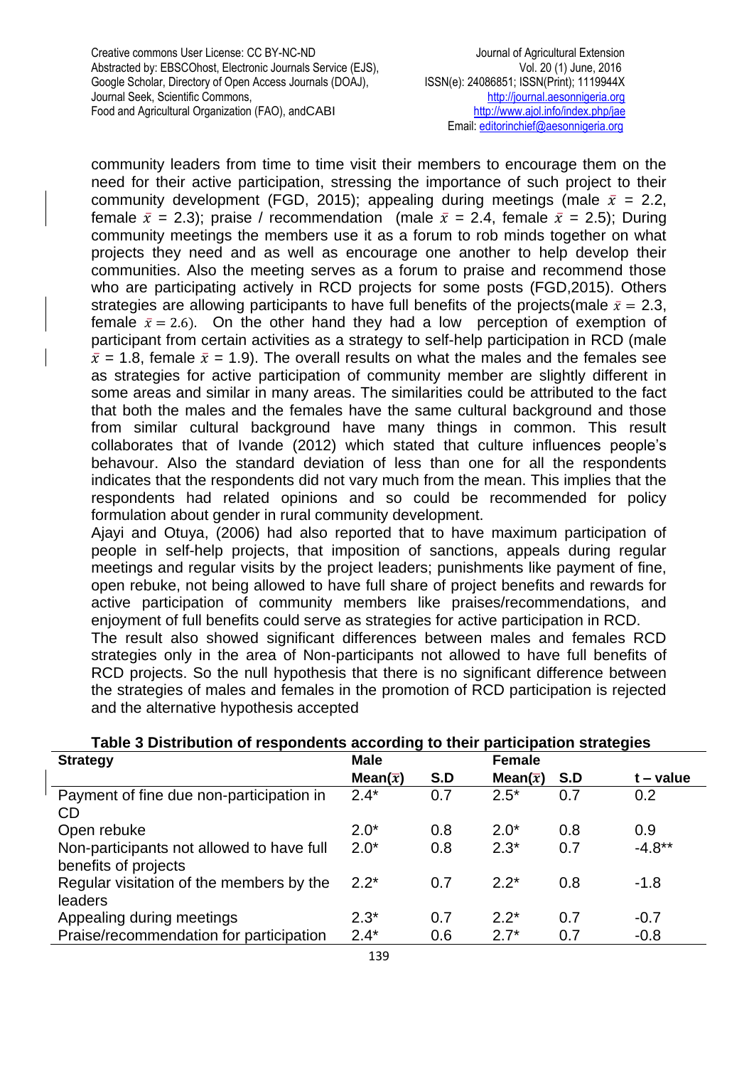community leaders from time to time visit their members to encourage them on the need for their active participation, stressing the importance of such project to their community development (FGD, 2015); appealing during meetings (male $\bar{x}$ = 2.2, female $\bar{x}$ = 2.3); praise / recommendation (male $\bar{x}$ = 2.4, female $\bar{x}$ = 2.5); During community meetings the members use it as a forum to rob minds together on what projects they need and as well as encourage one another to help develop their communities. Also the meeting serves as a forum to praise and recommend those who are participating actively in RCD projects for some posts (FGD,2015). Others strategies are allowing participants to have full benefits of the projects(male $\bar{x}$ = 2.3, female $\bar{x}$ = 2.6). On the other hand they had a low perception of exemption of participant from certain activities as a strategy to self-help participation in RCD (male $\bar{x}$ = 1.8, female $\bar{x}$ = 1.9). The overall results on what the males and the females see as strategies for active participation of community member are slightly different in some areas and similar in many areas. The similarities could be attributed to the fact that both the males and the females have the same cultural background and those from similar cultural background have many things in common. This result collaborates that of Ivande (2012) which stated that culture influences people's behaviour. Also the standard deviation of less than one for all the respondents indicates that the respondents did not vary much from the mean. This implies that the respondents had related opinions and so could be recommended for policy formulation about gender in rural community development.

Ajayi and Otuya, (2006) had also reported that to have maximum participation of people in self-help projects, that imposition of sanctions, appeals during regular meetings and regular visits by the project leaders; punishments like payment of fine, open rebuke, not being allowed to have full share of project benefits and rewards for active participation of community members like praises/recommendations, and enjoyment of full benefits could serve as strategies for active participation in RCD.

The result also showed significant differences between males and females RCD strategies only in the area of Non-participants not allowed to have full benefits of RCD projects. So the null hypothesis that there is no significant difference between the strategies of males and females in the promotion of RCD participation is rejected and the alternative hypothesis accepted

**Table 3 Distribution of respondents according to their participation strategies**

| Strategy | Male | | Female | | |
|---|---|---|---|---|---|
| | Mean($\bar{x}$) | S.D | Mean($\bar{x}$) | S.D | t – value |
| Payment of fine due non-participation in CD | 2.4* | 0.7 | 2.5* | 0.7 | 0.2 |
| Open rebuke | 2.0* | 0.8 | 2.0* | 0.8 | 0.9 |
| Non-participants not allowed to have full benefits of projects | 2.0* | 0.8 | 2.3* | 0.7 | -4.8** |
| Regular visitation of the members by the leaders | 2.2* | 0.7 | 2.2* | 0.8 | -1.8 |
| Appealing during meetings | 2.3* | 0.7 | 2.2* | 0.7 | -0.7 |
| Praise/recommendation for participation | 2.4* | 0.6 | 2.7* | 0.7 | -0.8 |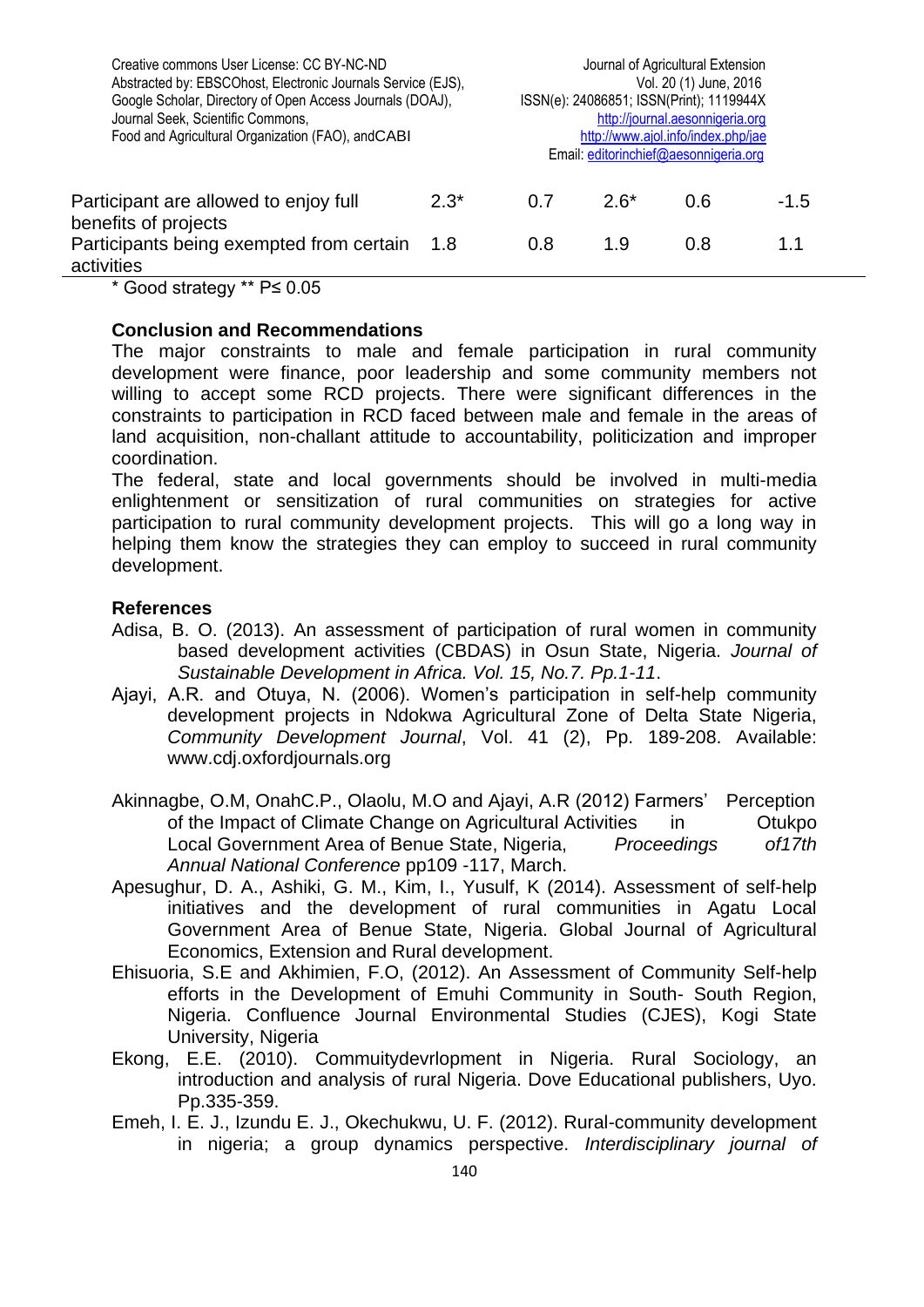| | | | | | |
|---|---|---|---|---|---|
| Participant are allowed to enjoy full benefits of projects | 2.3* | 0.7 | 2.6* | 0.6 | -1.5 |
| Participants being exempted from certain activities | 1.8 | 0.8 | 1.9 | 0.8 | 1.1 |

\* Good strategy \*\* P≤ 0.05

**Conclusion and Recommendations**

The major constraints to male and female participation in rural community development were finance, poor leadership and some community members not willing to accept some RCD projects. There were significant differences in the constraints to participation in RCD faced between male and female in the areas of land acquisition, non-challant attitude to accountability, politicization and improper coordination.

The federal, state and local governments should be involved in multi-media enlightenment or sensitization of rural communities on strategies for active participation to rural community development projects. This will go a long way in helping them know the strategies they can employ to succeed in rural community development.

**References**

Adisa, B. O. (2013). An assessment of participation of rural women in community based development activities (CBDAS) in Osun State, Nigeria. *Journal of Sustainable Development in Africa. Vol. 15, No.7. Pp.1-11*.

Ajayi, A.R. and Otuya, N. (2006). Women's participation in self-help community development projects in Ndokwa Agricultural Zone of Delta State Nigeria, *Community Development Journal*, Vol. 41 (2), Pp. 189-208. Available: www.cdj.oxfordjournals.org

Akinnagbe, O.M, OnahC.P., Olaolu, M.O and Ajayi, A.R (2012) Farmers' Perception of the Impact of Climate Change on Agricultural Activities in Otukpo Local Government Area of Benue State, Nigeria, *Proceedings of17th Annual National Conference* pp109 -117, March.

Apesughur, D. A., Ashiki, G. M., Kim, I., Yusulf, K (2014). Assessment of self-help initiatives and the development of rural communities in Agatu Local Government Area of Benue State, Nigeria. Global Journal of Agricultural Economics, Extension and Rural development.

Ehisuoria, S.E and Akhimien, F.O, (2012). An Assessment of Community Self-help efforts in the Development of Emuhi Community in South- South Region, Nigeria. Confluence Journal Environmental Studies (CJES), Kogi State University, Nigeria

Ekong, E.E. (2010). Commuitydevrlopment in Nigeria. Rural Sociology, an introduction and analysis of rural Nigeria. Dove Educational publishers, Uyo. Pp.335-359.

Emeh, I. E. J., Izundu E. J., Okechukwu, U. F. (2012). Rural-community development in nigeria; a group dynamics perspective. *Interdisciplinary journal of*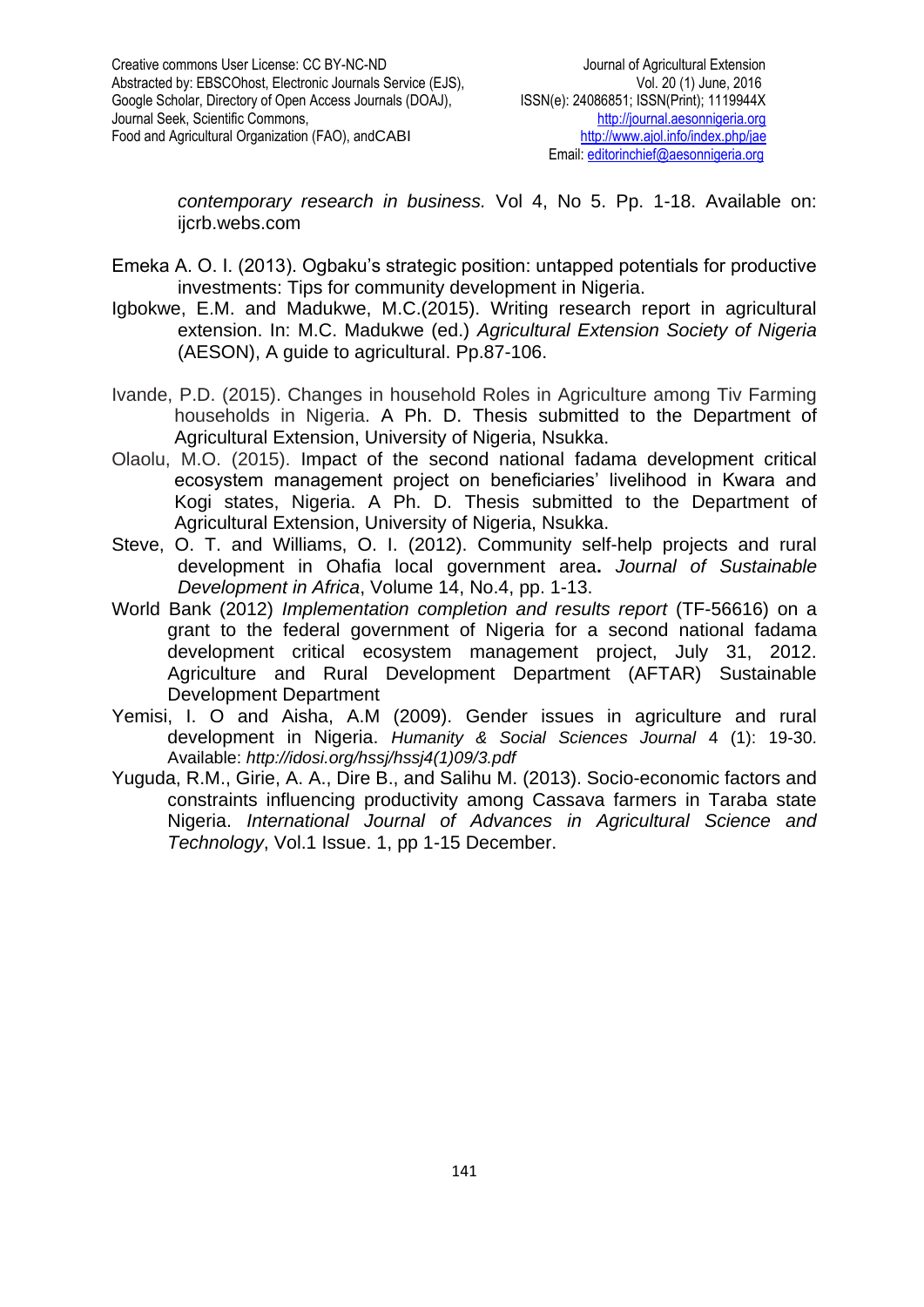*contemporary research in business.* Vol 4, No 5. Pp. 1-18. Available on: ijcrb.webs.com

Emeka A. O. I. (2013). Ogbaku's strategic position: untapped potentials for productive investments: Tips for community development in Nigeria.

Igbokwe, E.M. and Madukwe, M.C.(2015). Writing research report in agricultural extension. In: M.C. Madukwe (ed.) *Agricultural Extension Society of Nigeria* (AESON), A guide to agricultural. Pp.87-106.

Ivande, P.D. (2015). Changes in household Roles in Agriculture among Tiv Farming households in Nigeria. A Ph. D. Thesis submitted to the Department of Agricultural Extension, University of Nigeria, Nsukka.

Olaolu, M.O. (2015). Impact of the second national fadama development critical ecosystem management project on beneficiaries' livelihood in Kwara and Kogi states, Nigeria. A Ph. D. Thesis submitted to the Department of Agricultural Extension, University of Nigeria, Nsukka.

Steve, O. T. and Williams, O. I. (2012). Community self-help projects and rural development in Ohafia local government area**.** *Journal of Sustainable Development in Africa*, Volume 14, No.4, pp. 1-13.

World Bank (2012) *Implementation completion and results report* (TF-56616) on a grant to the federal government of Nigeria for a second national fadama development critical ecosystem management project, July 31, 2012. Agriculture and Rural Development Department (AFTAR) Sustainable Development Department

Yemisi, I. O and Aisha, A.M (2009). Gender issues in agriculture and rural development in Nigeria. *Humanity & Social Sciences Journal* 4 (1): 19-30. Available: *http://idosi.org/hssj/hssj4(1)09/3.pdf*

Yuguda, R.M., Girie, A. A., Dire B., and Salihu M. (2013). Socio-economic factors and constraints influencing productivity among Cassava farmers in Taraba state Nigeria. *International Journal of Advances in Agricultural Science and Technology*, Vol.1 Issue. 1, pp 1-15 December.